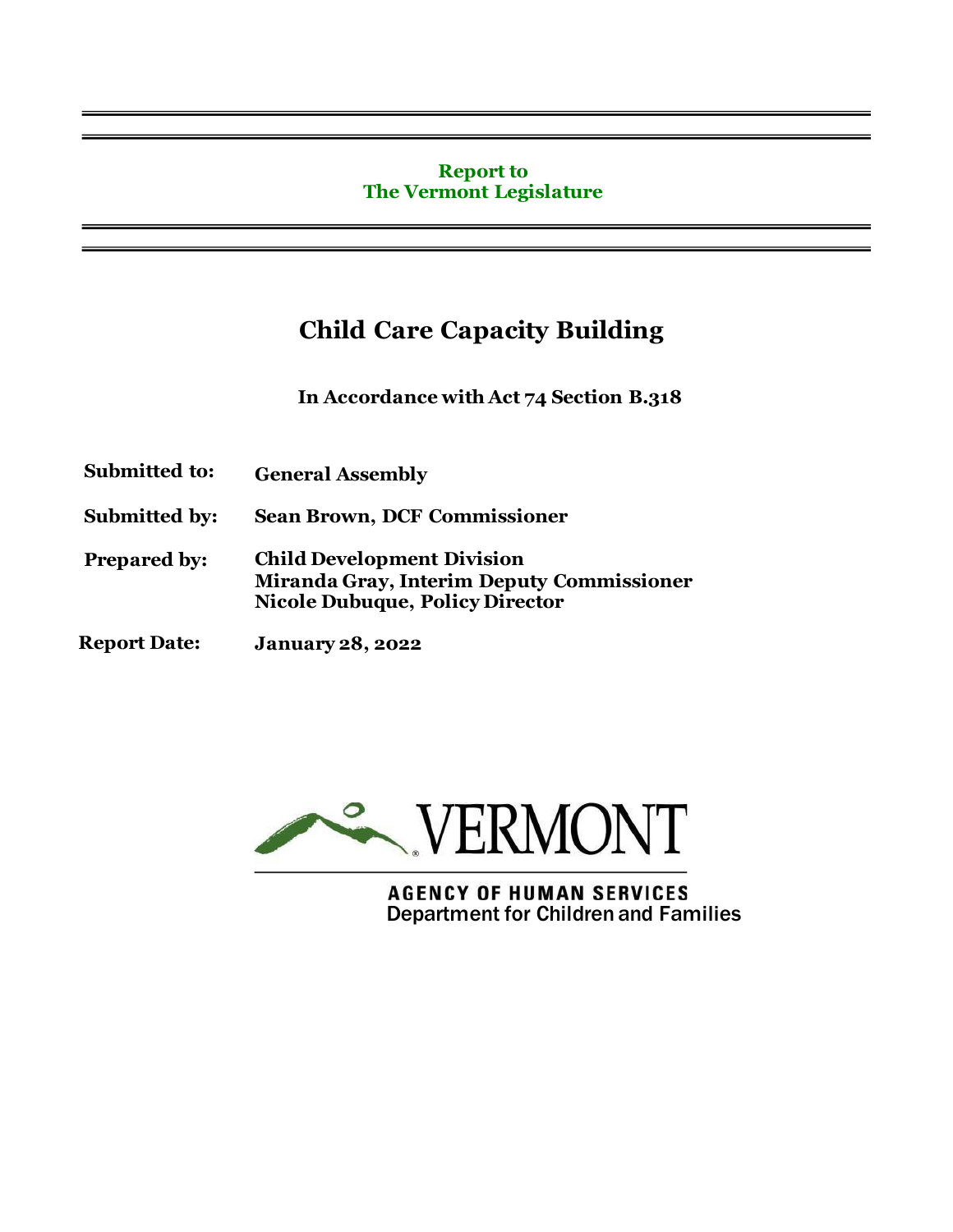**Report to**
**The Vermont Legislature**

# Child Care Capacity Building

**In Accordance with Act 74 Section B.318**

**Submitted to:** **General Assembly**

**Submitted by:** **Sean Brown, DCF Commissioner**

**Prepared by:** **Child Development Division**
**Miranda Gray, Interim Deputy Commissioner**
**Nicole Dubuque, Policy Director**

**Report Date:** **January 28, 2022**

VERMONT
AGENCY OF HUMAN SERVICES
Department for Children and Families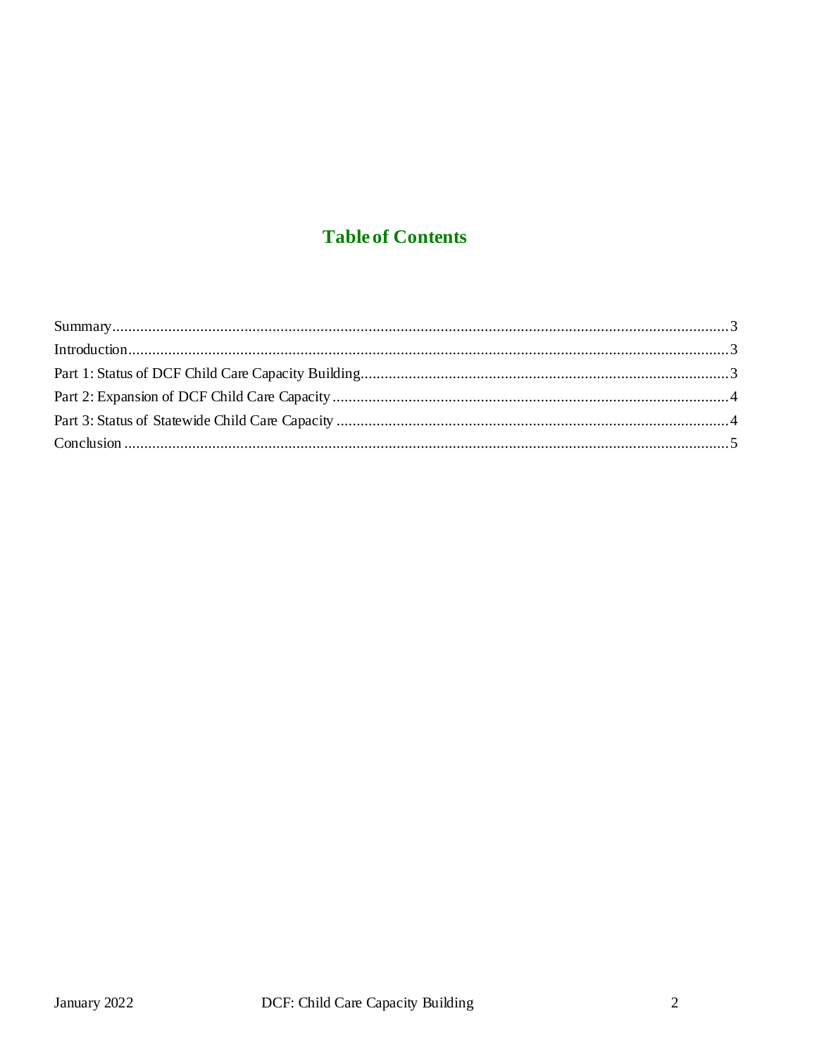# Table of Contents

Summary........................................................................................................................................3
Introduction...................................................................................................................................3
Part 1: Status of DCF Child Care Capacity Building.........................................................................3
Part 2: Expansion of DCF Child Care Capacity ..............................................................................4
Part 3: Status of Statewide Child Care Capacity .............................................................................4
Conclusion ....................................................................................................................................5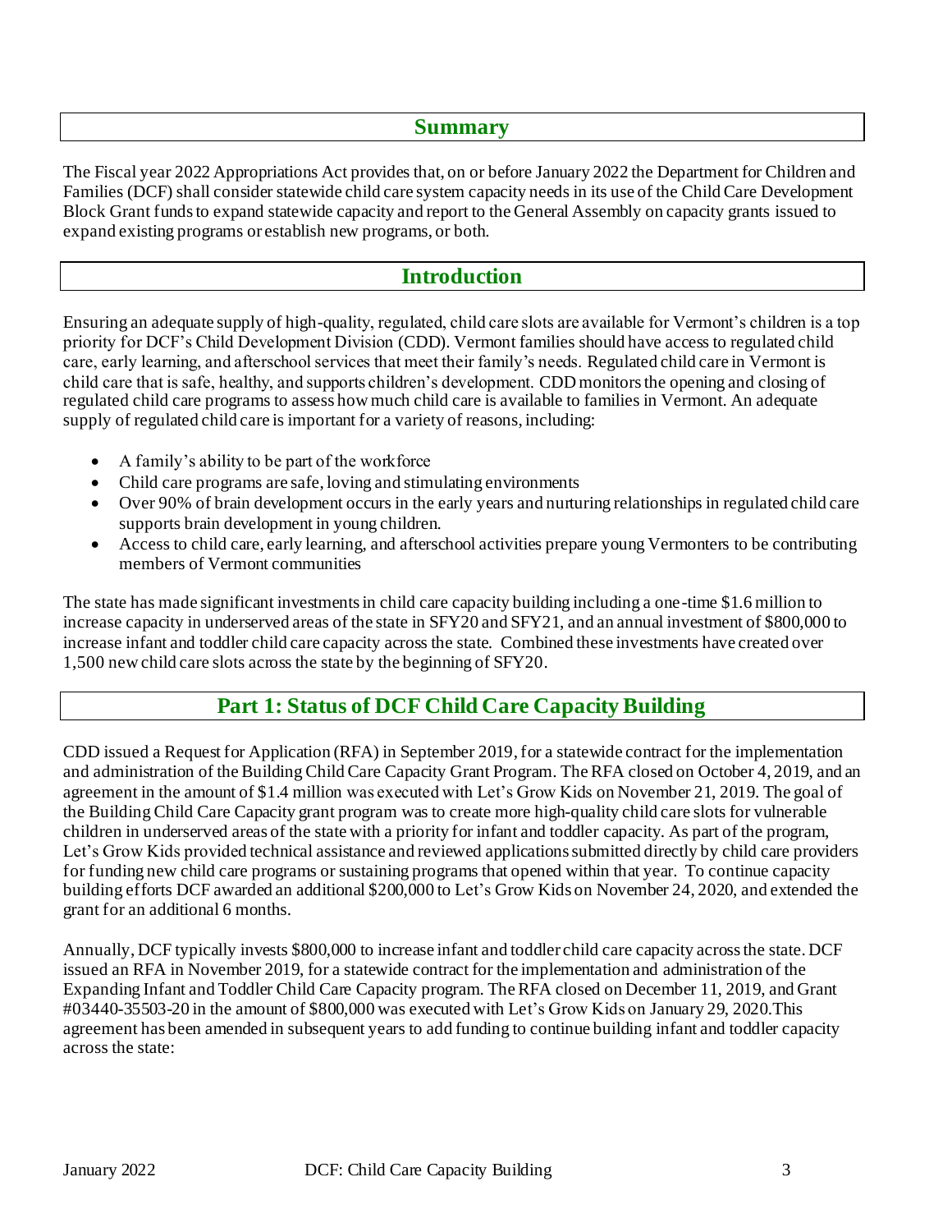## Summary

The Fiscal year 2022 Appropriations Act provides that, on or before January 2022 the Department for Children and Families (DCF) shall consider statewide child care system capacity needs in its use of the Child Care Development Block Grant funds to expand statewide capacity and report to the General Assembly on capacity grants issued to expand existing programs or establish new programs, or both.

## Introduction

Ensuring an adequate supply of high-quality, regulated, child care slots are available for Vermont's children is a top priority for DCF's Child Development Division (CDD). Vermont families should have access to regulated child care, early learning, and afterschool services that meet their family's needs. Regulated child care in Vermont is child care that is safe, healthy, and supports children's development. CDD monitors the opening and closing of regulated child care programs to assess how much child care is available to families in Vermont. An adequate supply of regulated child care is important for a variety of reasons, including:

- A family's ability to be part of the workforce
- Child care programs are safe, loving and stimulating environments
- Over 90% of brain development occurs in the early years and nurturing relationships in regulated child care supports brain development in young children.
- Access to child care, early learning, and afterschool activities prepare young Vermonters to be contributing members of Vermont communities

The state has made significant investments in child care capacity building including a one-time $1.6 million to increase capacity in underserved areas of the state in SFY20 and SFY21, and an annual investment of $800,000 to increase infant and toddler child care capacity across the state. Combined these investments have created over 1,500 new child care slots across the state by the beginning of SFY20.

## Part 1: Status of DCF Child Care Capacity Building

CDD issued a Request for Application (RFA) in September 2019, for a statewide contract for the implementation and administration of the Building Child Care Capacity Grant Program. The RFA closed on October 4, 2019, and an agreement in the amount of $1.4 million was executed with Let's Grow Kids on November 21, 2019. The goal of the Building Child Care Capacity grant program was to create more high-quality child care slots for vulnerable children in underserved areas of the state with a priority for infant and toddler capacity. As part of the program, Let's Grow Kids provided technical assistance and reviewed applications submitted directly by child care providers for funding new child care programs or sustaining programs that opened within that year. To continue capacity building efforts DCF awarded an additional $200,000 to Let's Grow Kids on November 24, 2020, and extended the grant for an additional 6 months.

Annually, DCF typically invests $800,000 to increase infant and toddler child care capacity across the state. DCF issued an RFA in November 2019, for a statewide contract for the implementation and administration of the Expanding Infant and Toddler Child Care Capacity program. The RFA closed on December 11, 2019, and Grant #03440-35503-20 in the amount of $800,000 was executed with Let's Grow Kids on January 29, 2020. This agreement has been amended in subsequent years to add funding to continue building infant and toddler capacity across the state: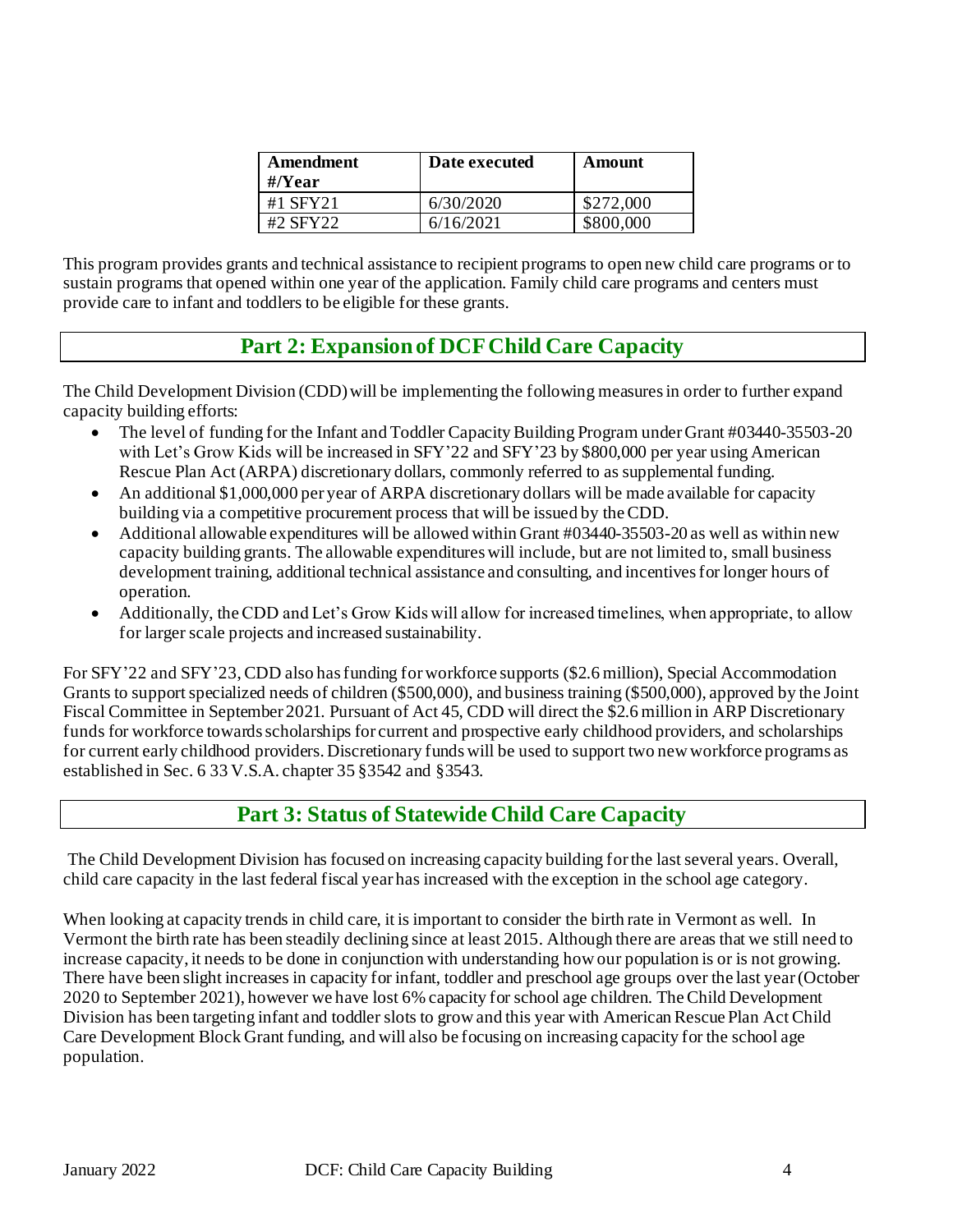| Amendment #/Year | Date executed | Amount |
| --- | --- | --- |
| #1 SFY21 | 6/30/2020 | $272,000 |
| #2 SFY22 | 6/16/2021 | $800,000 |

This program provides grants and technical assistance to recipient programs to open new child care programs or to sustain programs that opened within one year of the application. Family child care programs and centers must provide care to infant and toddlers to be eligible for these grants.

## Part 2: Expansion of DCF Child Care Capacity

The Child Development Division (CDD) will be implementing the following measures in order to further expand capacity building efforts:

- The level of funding for the Infant and Toddler Capacity Building Program under Grant #03440-35503-20 with Let's Grow Kids will be increased in SFY'22 and SFY'23 by $800,000 per year using American Rescue Plan Act (ARPA) discretionary dollars, commonly referred to as supplemental funding.
- An additional $1,000,000 per year of ARPA discretionary dollars will be made available for capacity building via a competitive procurement process that will be issued by the CDD.
- Additional allowable expenditures will be allowed within Grant #03440-35503-20 as well as within new capacity building grants. The allowable expenditures will include, but are not limited to, small business development training, additional technical assistance and consulting, and incentives for longer hours of operation.
- Additionally, the CDD and Let's Grow Kids will allow for increased timelines, when appropriate, to allow for larger scale projects and increased sustainability.

For SFY'22 and SFY'23, CDD also has funding for workforce supports ($2.6 million), Special Accommodation Grants to support specialized needs of children ($500,000), and business training ($500,000), approved by the Joint Fiscal Committee in September 2021. Pursuant of Act 45, CDD will direct the $2.6 million in ARP Discretionary funds for workforce towards scholarships for current and prospective early childhood providers, and scholarships for current early childhood providers. Discretionary funds will be used to support two new workforce programs as established in Sec. 6 33 V.S.A. chapter 35 §3542 and §3543.

## Part 3: Status of Statewide Child Care Capacity

The Child Development Division has focused on increasing capacity building for the last several years. Overall, child care capacity in the last federal fiscal year has increased with the exception in the school age category.

When looking at capacity trends in child care, it is important to consider the birth rate in Vermont as well. In Vermont the birth rate has been steadily declining since at least 2015. Although there are areas that we still need to increase capacity, it needs to be done in conjunction with understanding how our population is or is not growing. There have been slight increases in capacity for infant, toddler and preschool age groups over the last year (October 2020 to September 2021), however we have lost 6% capacity for school age children. The Child Development Division has been targeting infant and toddler slots to grow and this year with American Rescue Plan Act Child Care Development Block Grant funding, and will also be focusing on increasing capacity for the school age population.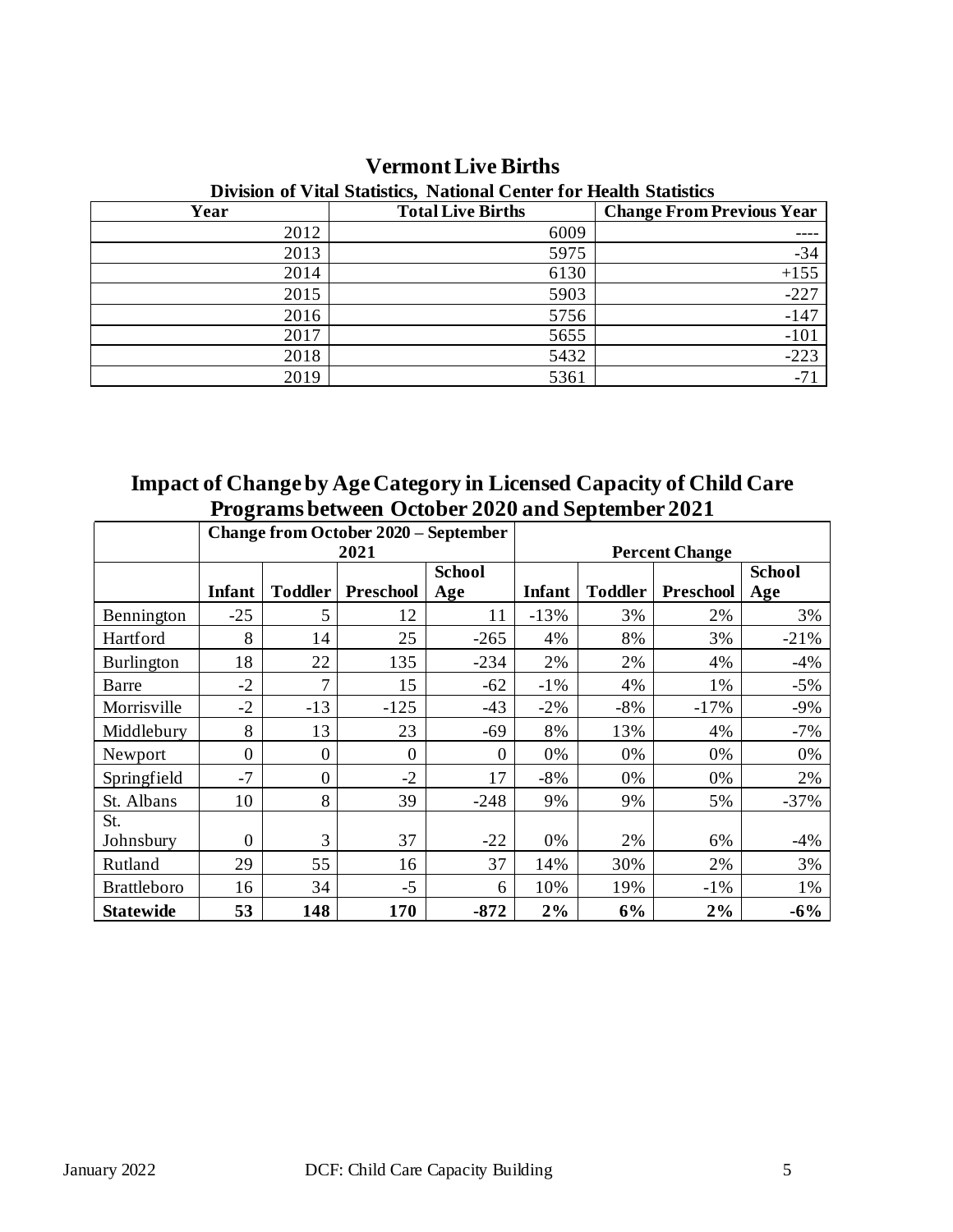## Vermont Live Births

### Division of Vital Statistics, National Center for Health Statistics

| Year | Total Live Births | Change From Previous Year |
|---|---|---|
| 2012 | 6009 | ---- |
| 2013 | 5975 | -34 |
| 2014 | 6130 | +155 |
| 2015 | 5903 | -227 |
| 2016 | 5756 | -147 |
| 2017 | 5655 | -101 |
| 2018 | 5432 | -223 |
| 2019 | 5361 | -71 |

## Impact of Change by Age Category in Licensed Capacity of Child Care Programs between October 2020 and September 2021

| | Change from October 2020 – September 2021 | | | | Percent Change | | | |
|---|---|---|---|---|---|---|---|---|
| | Infant | Toddler | Preschool | School Age | Infant | Toddler | Preschool | School Age |
| Bennington | -25 | 5 | 12 | 11 | -13% | 3% | 2% | 3% |
| Hartford | 8 | 14 | 25 | -265 | 4% | 8% | 3% | -21% |
| Burlington | 18 | 22 | 135 | -234 | 2% | 2% | 4% | -4% |
| Barre | -2 | 7 | 15 | -62 | -1% | 4% | 1% | -5% |
| Morrisville | -2 | -13 | -125 | -43 | -2% | -8% | -17% | -9% |
| Middlebury | 8 | 13 | 23 | -69 | 8% | 13% | 4% | -7% |
| Newport | 0 | 0 | 0 | 0 | 0% | 0% | 0% | 0% |
| Springfield | -7 | 0 | -2 | 17 | -8% | 0% | 0% | 2% |
| St. Albans | 10 | 8 | 39 | -248 | 9% | 9% | 5% | -37% |
| St. Johnsbury | 0 | 3 | 37 | -22 | 0% | 2% | 6% | -4% |
| Rutland | 29 | 55 | 16 | 37 | 14% | 30% | 2% | 3% |
| Brattleboro | 16 | 34 | -5 | 6 | 10% | 19% | -1% | 1% |
| **Statewide** | **53** | **148** | **170** | **-872** | **2%** | **6%** | **2%** | **-6%** |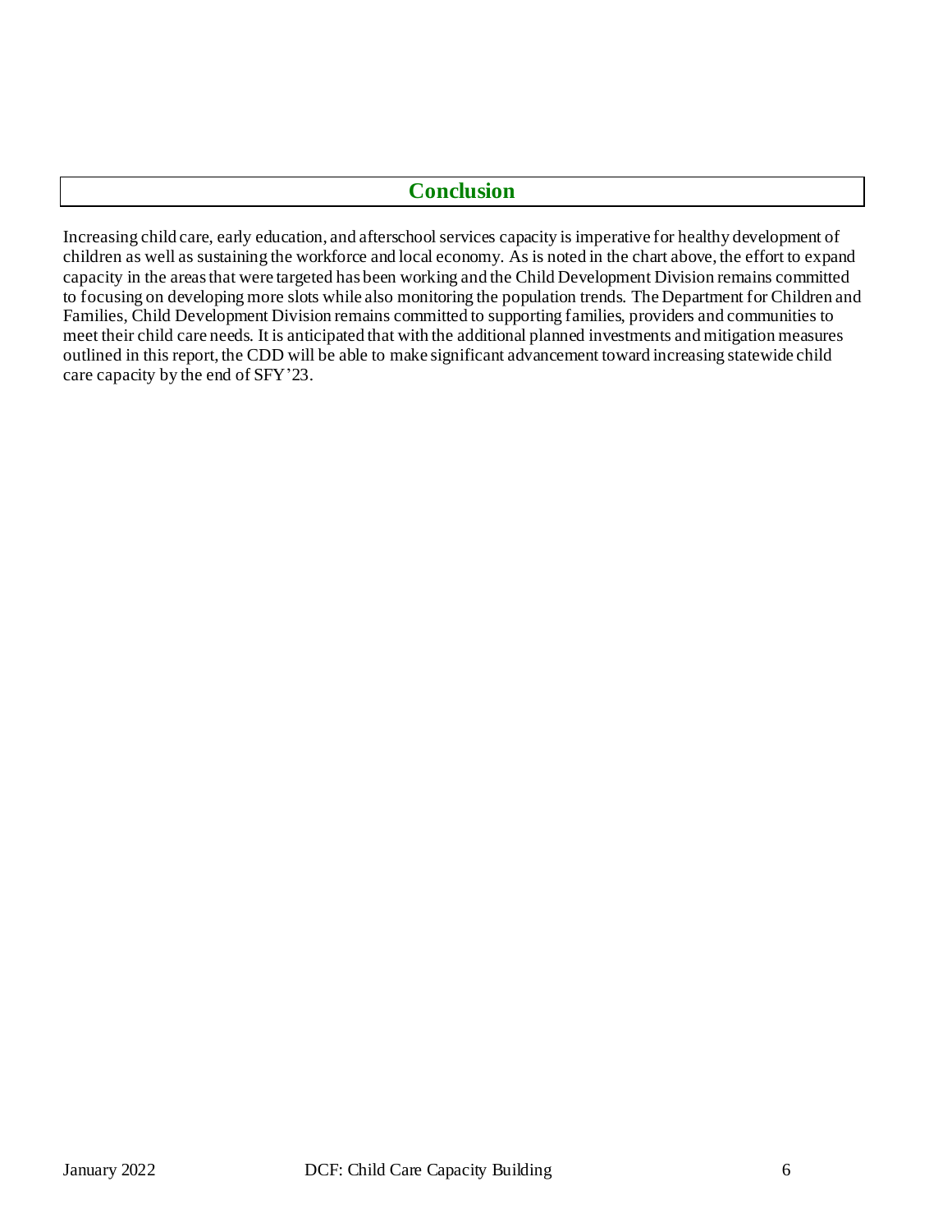## Conclusion

Increasing child care, early education, and afterschool services capacity is imperative for healthy development of children as well as sustaining the workforce and local economy. As is noted in the chart above, the effort to expand capacity in the areas that were targeted has been working and the Child Development Division remains committed to focusing on developing more slots while also monitoring the population trends. The Department for Children and Families, Child Development Division remains committed to supporting families, providers and communities to meet their child care needs. It is anticipated that with the additional planned investments and mitigation measures outlined in this report, the CDD will be able to make significant advancement toward increasing statewide child care capacity by the end of SFY'23.